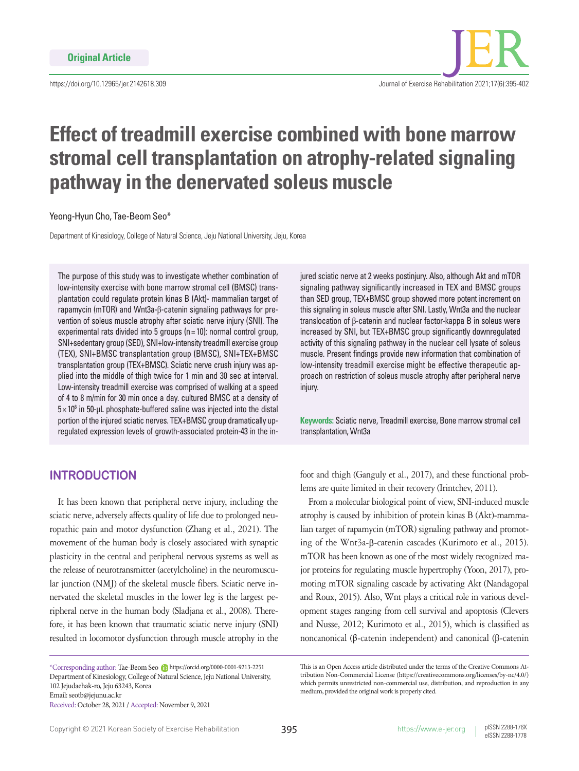Original Article

https://doi.org/10.12965/jer.2142618.309

# Effect of treadmill exercise combined with bone marrow stromal cell transplantation on atrophy-related signaling pathway in the denervated soleus muscle

Yeong-Hyun Cho, Tae-Beom Seo*

Department of Kinesiology, College of Natural Science, Jeju National University, Jeju, Korea

The purpose of this study was to investigate whether combination of low-intensity exercise with bone marrow stromal cell (BMSC) transplantation could regulate protein kinas B (Akt)- mammalian target of rapamycin (mTOR) and Wnt3a-β-catenin signaling pathways for prevention of soleus muscle atrophy after sciatic nerve injury (SNI). The experimental rats divided into 5 groups (n=10): normal control group, SNI+sedentary group (SED), SNI+low-intensity treadmill exercise group (TEX), SNI+BMSC transplantation group (BMSC), SNI+TEX+BMSC transplantation group (TEX+BMSC). Sciatic nerve crush injury was applied into the middle of thigh twice for 1 min and 30 sec at interval. Low-intensity treadmill exercise was comprised of walking at a speed of 4 to 8 m/min for 30 min once a day. cultured BMSC at a density of $5\times10^6$ in 50-μL phosphate-buffered saline was injected into the distal portion of the injured sciatic nerves. TEX+BMSC group dramatically upregulated expression levels of growth-associated protein-43 in the injured sciatic nerve at 2 weeks postinjury. Also, although Akt and mTOR signaling pathway significantly increased in TEX and BMSC groups than SED group, TEX+BMSC group showed more potent increment on this signaling in soleus muscle after SNI. Lastly, Wnt3a and the nuclear translocation of β-catenin and nuclear factor-kappa B in soleus were increased by SNI, but TEX+BMSC group significantly downregulated activity of this signaling pathway in the nuclear cell lysate of soleus muscle. Present findings provide new information that combination of low-intensity treadmill exercise might be effective therapeutic approach on restriction of soleus muscle atrophy after peripheral nerve injury.

**Keywords:** Sciatic nerve, Treadmill exercise, Bone marrow stromal cell transplantation, Wnt3a

## INTRODUCTION

It has been known that peripheral nerve injury, including the sciatic nerve, adversely affects quality of life due to prolonged neuropathic pain and motor dysfunction (Zhang et al., 2021). The movement of the human body is closely associated with synaptic plasticity in the central and peripheral nervous systems as well as the release of neurotransmitter (acetylcholine) in the neuromuscular junction (NMJ) of the skeletal muscle fibers. Sciatic nerve innervated the skeletal muscles in the lower leg is the largest peripheral nerve in the human body (Sladjana et al., 2008). Therefore, it has been known that traumatic sciatic nerve injury (SNI) resulted in locomotor dysfunction through muscle atrophy in the foot and thigh (Ganguly et al., 2017), and these functional problems are quite limited in their recovery (Irintchev, 2011).

From a molecular biological point of view, SNI-induced muscle atrophy is caused by inhibition of protein kinas B (Akt)-mammalian target of rapamycin (mTOR) signaling pathway and promoting of the Wnt3a-β-catenin cascades (Kurimoto et al., 2015). mTOR has been known as one of the most widely recognized major proteins for regulating muscle hypertrophy (Yoon, 2017), promoting mTOR signaling cascade by activating Akt (Nandagopal and Roux, 2015). Also, Wnt plays a critical role in various development stages ranging from cell survival and apoptosis (Clevers and Nusse, 2012; Kurimoto et al., 2015), which is classified as noncanonical (β-catenin independent) and canonical (β-catenin

*Corresponding author: Tae-Beom Seo https://orcid.org/0000-0001-9213-2251
Department of Kinesiology, College of Natural Science, Jeju National University, 102 Jejudaehak-ro, Jeju 63243, Korea
Email: seotb@jejunu.ac.kr
Received: October 28, 2021 / Accepted: November 9, 2021

This is an Open Access article distributed under the terms of the Creative Commons Attribution Non-Commercial License (https://creativecommons.org/licenses/by-nc/4.0/) which permits unrestricted non-commercial use, distribution, and reproduction in any medium, provided the original work is properly cited.

Copyright © 2021 Korean Society of Exercise Rehabilitation

pISSN 2288-176X
eISSN 2288-1778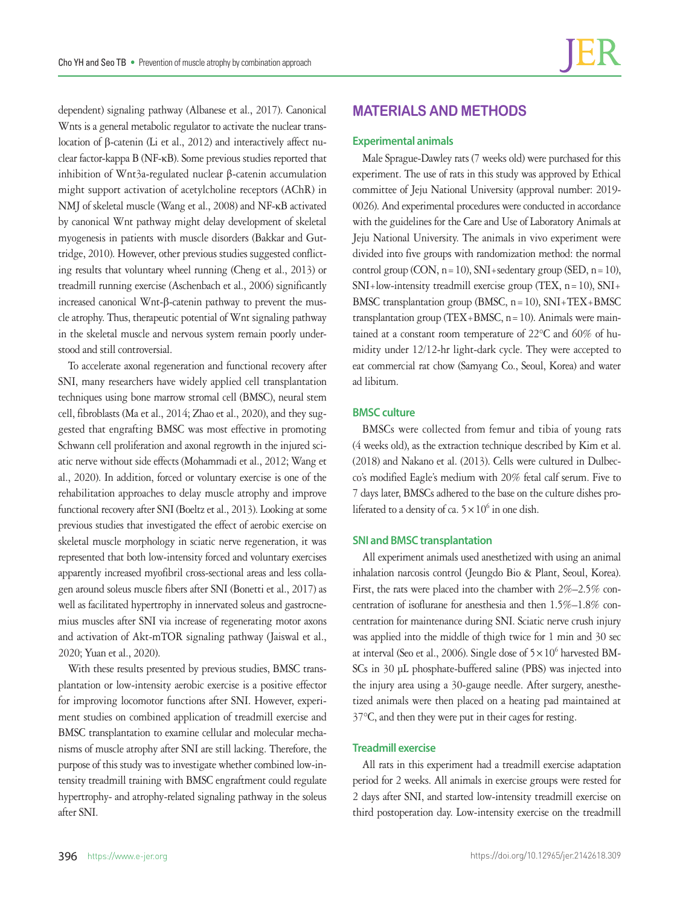dependent) signaling pathway (Albanese et al., 2017). Canonical Wnts is a general metabolic regulator to activate the nuclear translocation of β-catenin (Li et al., 2012) and interactively affect nuclear factor-kappa B (NF-κB). Some previous studies reported that inhibition of Wnt3a-regulated nuclear β-catenin accumulation might support activation of acetylcholine receptors (AChR) in NMJ of skeletal muscle (Wang et al., 2008) and NF-κB activated by canonical Wnt pathway might delay development of skeletal myogenesis in patients with muscle disorders (Bakkar and Guttridge, 2010). However, other previous studies suggested conflicting results that voluntary wheel running (Cheng et al., 2013) or treadmill running exercise (Aschenbach et al., 2006) significantly increased canonical Wnt-β-catenin pathway to prevent the muscle atrophy. Thus, therapeutic potential of Wnt signaling pathway in the skeletal muscle and nervous system remain poorly understood and still controversial.

To accelerate axonal regeneration and functional recovery after SNI, many researchers have widely applied cell transplantation techniques using bone marrow stromal cell (BMSC), neural stem cell, fibroblasts (Ma et al., 2014; Zhao et al., 2020), and they suggested that engrafting BMSC was most effective in promoting Schwann cell proliferation and axonal regrowth in the injured sciatic nerve without side effects (Mohammadi et al., 2012; Wang et al., 2020). In addition, forced or voluntary exercise is one of the rehabilitation approaches to delay muscle atrophy and improve functional recovery after SNI (Boeltz et al., 2013). Looking at some previous studies that investigated the effect of aerobic exercise on skeletal muscle morphology in sciatic nerve regeneration, it was represented that both low-intensity forced and voluntary exercises apparently increased myofibril cross-sectional areas and less collagen around soleus muscle fibers after SNI (Bonetti et al., 2017) as well as facilitated hypertrophy in innervated soleus and gastrocnemius muscles after SNI via increase of regenerating motor axons and activation of Akt-mTOR signaling pathway (Jaiswal et al., 2020; Yuan et al., 2020).

With these results presented by previous studies, BMSC transplantation or low-intensity aerobic exercise is a positive effector for improving locomotor functions after SNI. However, experiment studies on combined application of treadmill exercise and BMSC transplantation to examine cellular and molecular mechanisms of muscle atrophy after SNI are still lacking. Therefore, the purpose of this study was to investigate whether combined low-intensity treadmill training with BMSC engraftment could regulate hypertrophy- and atrophy-related signaling pathway in the soleus after SNI.

## MATERIALS AND METHODS

### Experimental animals

Male Sprague-Dawley rats (7 weeks old) were purchased for this experiment. The use of rats in this study was approved by Ethical committee of Jeju National University (approval number: 2019-0026). And experimental procedures were conducted in accordance with the guidelines for the Care and Use of Laboratory Animals at Jeju National University. The animals in vivo experiment were divided into five groups with randomization method: the normal control group (CON, n = 10), SNI+sedentary group (SED, n = 10), SNI+low-intensity treadmill exercise group (TEX, n = 10), SNI+BMSC transplantation group (BMSC, n = 10), SNI+TEX+BMSC transplantation group (TEX+BMSC, n = 10). Animals were maintained at a constant room temperature of 22°C and 60% of humidity under 12/12-hr light-dark cycle. They were accepted to eat commercial rat chow (Samyang Co., Seoul, Korea) and water ad libitum.

### BMSC culture

BMSCs were collected from femur and tibia of young rats (4 weeks old), as the extraction technique described by Kim et al. (2018) and Nakano et al. (2013). Cells were cultured in Dulbecco's modified Eagle's medium with 20% fetal calf serum. Five to 7 days later, BMSCs adhered to the base on the culture dishes proliferated to a density of ca. $5 \times 10^6$ in one dish.

### SNI and BMSC transplantation

All experiment animals used anesthetized with using an animal inhalation narcosis control (Jeungdo Bio & Plant, Seoul, Korea). First, the rats were placed into the chamber with 2%–2.5% concentration of isoflurane for anesthesia and then 1.5%–1.8% concentration for maintenance during SNI. Sciatic nerve crush injury was applied into the middle of thigh twice for 1 min and 30 sec at interval (Seo et al., 2006). Single dose of $5 \times 10^6$ harvested BMSCs in 30 μL phosphate-buffered saline (PBS) was injected into the injury area using a 30-gauge needle. After surgery, anesthetized animals were then placed on a heating pad maintained at 37°C, and then they were put in their cages for resting.

### Treadmill exercise

All rats in this experiment had a treadmill exercise adaptation period for 2 weeks. All animals in exercise groups were rested for 2 days after SNI, and started low-intensity treadmill exercise on third postoperation day. Low-intensity exercise on the treadmill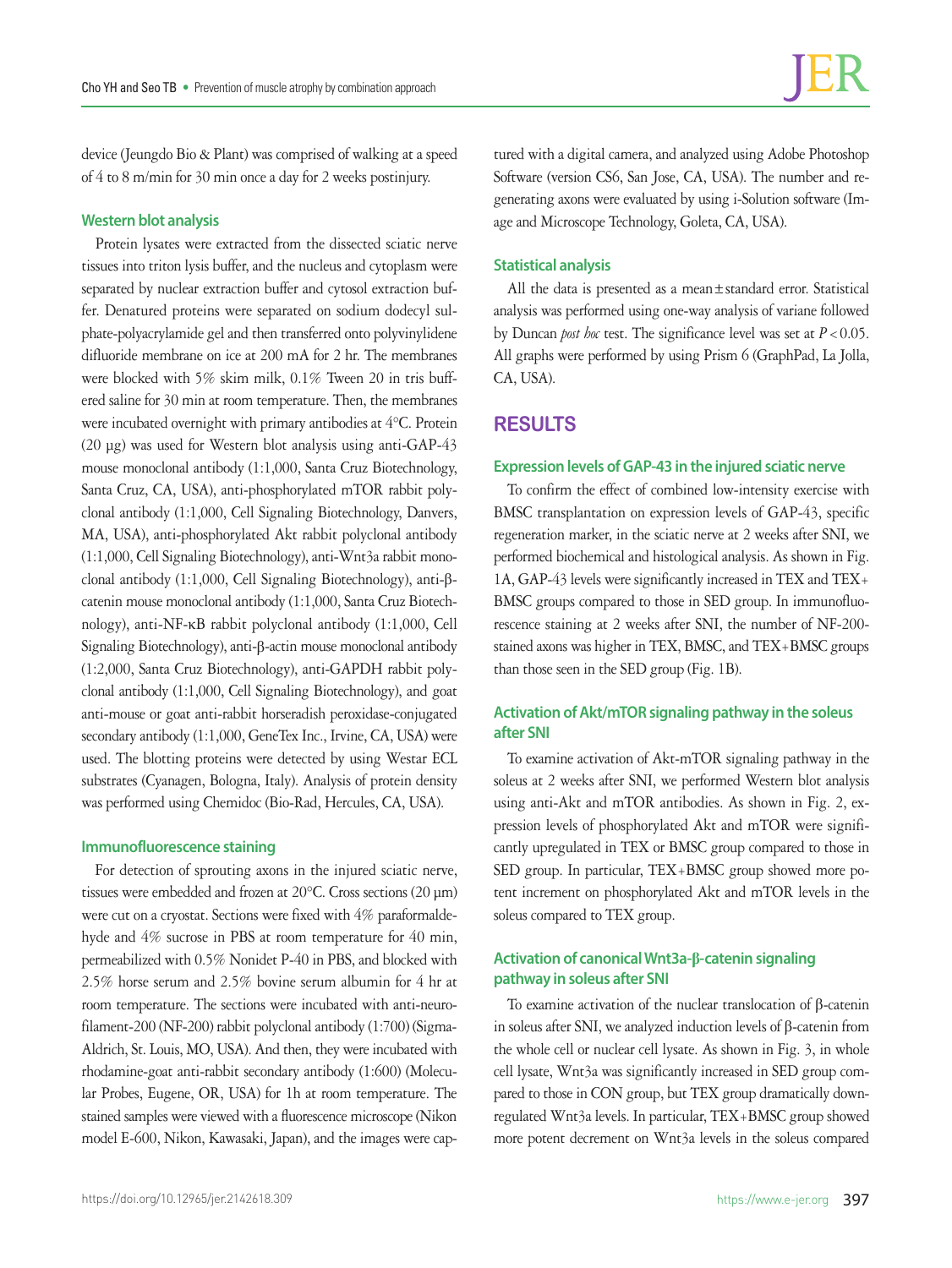device (Jeungdo Bio & Plant) was comprised of walking at a speed of 4 to 8 m/min for 30 min once a day for 2 weeks postinjury.

### Western blot analysis

Protein lysates were extracted from the dissected sciatic nerve tissues into triton lysis buffer, and the nucleus and cytoplasm were separated by nuclear extraction buffer and cytosol extraction buffer. Denatured proteins were separated on sodium dodecyl sulphate-polyacrylamide gel and then transferred onto polyvinylidene difluoride membrane on ice at 200 mA for 2 hr. The membranes were blocked with 5% skim milk, 0.1% Tween 20 in tris buffered saline for 30 min at room temperature. Then, the membranes were incubated overnight with primary antibodies at 4°C. Protein (20 μg) was used for Western blot analysis using anti-GAP-43 mouse monoclonal antibody (1:1,000, Santa Cruz Biotechnology, Santa Cruz, CA, USA), anti-phosphorylated mTOR rabbit polyclonal antibody (1:1,000, Cell Signaling Biotechnology, Danvers, MA, USA), anti-phosphorylated Akt rabbit polyclonal antibody (1:1,000, Cell Signaling Biotechnology), anti-Wnt3a rabbit monoclonal antibody (1:1,000, Cell Signaling Biotechnology), anti-β-catenin mouse monoclonal antibody (1:1,000, Santa Cruz Biotechnology), anti-NF-κB rabbit polyclonal antibody (1:1,000, Cell Signaling Biotechnology), anti-β-actin mouse monoclonal antibody (1:2,000, Santa Cruz Biotechnology), anti-GAPDH rabbit polyclonal antibody (1:1,000, Cell Signaling Biotechnology), and goat anti-mouse or goat anti-rabbit horseradish peroxidase-conjugated secondary antibody (1:1,000, GeneTex Inc., Irvine, CA, USA) were used. The blotting proteins were detected by using Westar ECL substrates (Cyanagen, Bologna, Italy). Analysis of protein density was performed using Chemidoc (Bio-Rad, Hercules, CA, USA).

### Immunofluorescence staining

For detection of sprouting axons in the injured sciatic nerve, tissues were embedded and frozen at 20°C. Cross sections (20 μm) were cut on a cryostat. Sections were fixed with 4% paraformaldehyde and 4% sucrose in PBS at room temperature for 40 min, permeabilized with 0.5% Nonidet P-40 in PBS, and blocked with 2.5% horse serum and 2.5% bovine serum albumin for 4 hr at room temperature. The sections were incubated with anti-neurofilament-200 (NF-200) rabbit polyclonal antibody (1:700) (Sigma-Aldrich, St. Louis, MO, USA). And then, they were incubated with rhodamine-goat anti-rabbit secondary antibody (1:600) (Molecular Probes, Eugene, OR, USA) for 1h at room temperature. The stained samples were viewed with a fluorescence microscope (Nikon model E-600, Nikon, Kawasaki, Japan), and the images were captured with a digital camera, and analyzed using Adobe Photoshop Software (version CS6, San Jose, CA, USA). The number and regenerating axons were evaluated by using i-Solution software (Image and Microscope Technology, Goleta, CA, USA).

### Statistical analysis

All the data is presented as a mean ± standard error. Statistical analysis was performed using one-way analysis of variane followed by Duncan *post hoc* test. The significance level was set at $P<0.05$. All graphs were performed by using Prism 6 (GraphPad, La Jolla, CA, USA).

## RESULTS

### Expression levels of GAP-43 in the injured sciatic nerve

To confirm the effect of combined low-intensity exercise with BMSC transplantation on expression levels of GAP-43, specific regeneration marker, in the sciatic nerve at 2 weeks after SNI, we performed biochemical and histological analysis. As shown in Fig. 1A, GAP-43 levels were significantly increased in TEX and TEX+BMSC groups compared to those in SED group. In immunofluorescence staining at 2 weeks after SNI, the number of NF-200-stained axons was higher in TEX, BMSC, and TEX+BMSC groups than those seen in the SED group (Fig. 1B).

### Activation of Akt/mTOR signaling pathway in the soleus after SNI

To examine activation of Akt-mTOR signaling pathway in the soleus at 2 weeks after SNI, we performed Western blot analysis using anti-Akt and mTOR antibodies. As shown in Fig. 2, expression levels of phosphorylated Akt and mTOR were significantly upregulated in TEX or BMSC group compared to those in SED group. In particular, TEX+BMSC group showed more potent increment on phosphorylated Akt and mTOR levels in the soleus compared to TEX group.

### Activation of canonical Wnt3a-β-catenin signaling pathway in soleus after SNI

To examine activation of the nuclear translocation of β-catenin in soleus after SNI, we analyzed induction levels of β-catenin from the whole cell or nuclear cell lysate. As shown in Fig. 3, in whole cell lysate, Wnt3a was significantly increased in SED group compared to those in CON group, but TEX group dramatically downregulated Wnt3a levels. In particular, TEX+BMSC group showed more potent decrement on Wnt3a levels in the soleus compared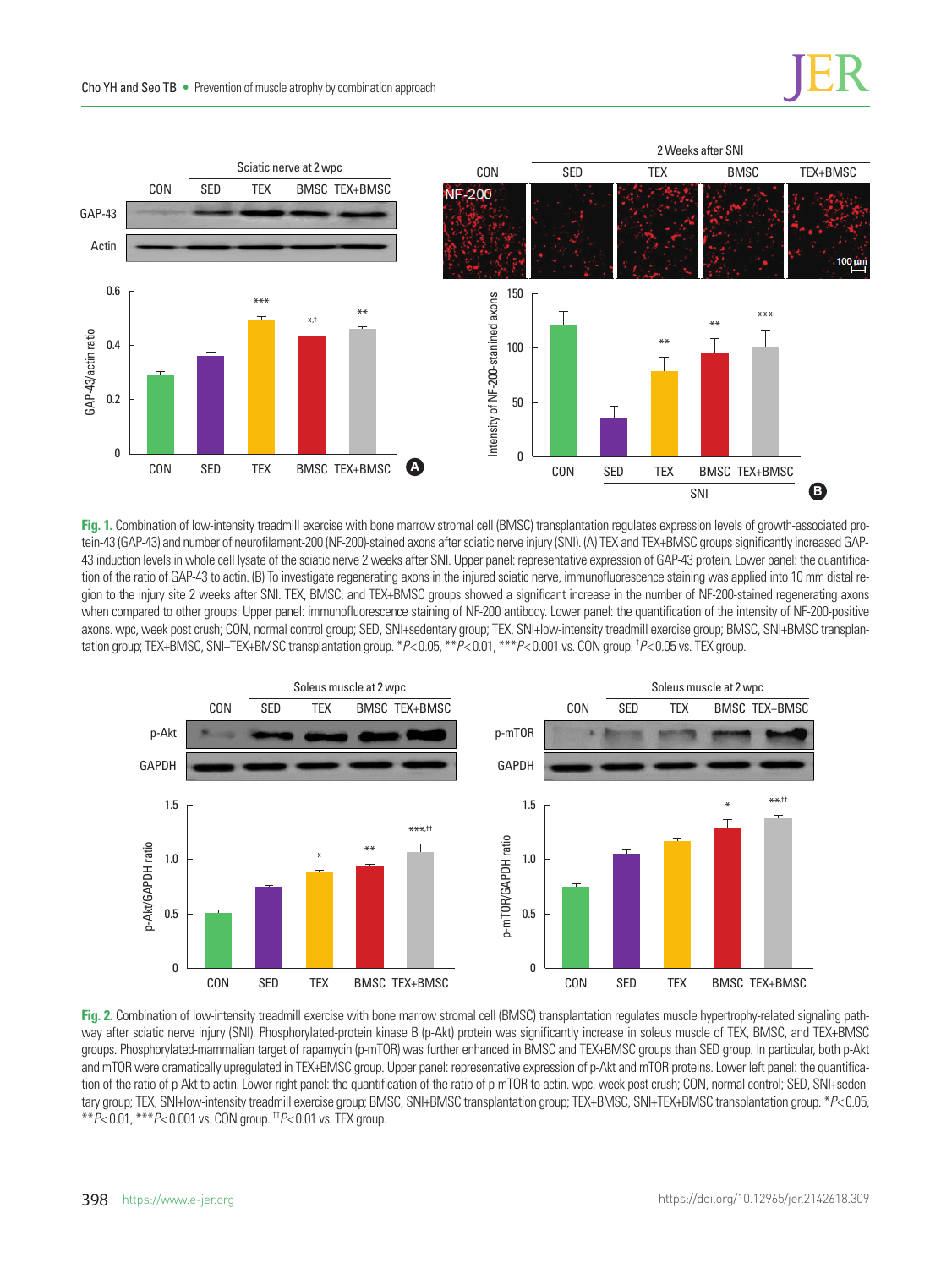**Fig. 1.** Combination of low-intensity treadmill exercise with bone marrow stromal cell (BMSC) transplantation regulates expression levels of growth-associated protein-43 (GAP-43) and number of neurofilament-200 (NF-200)-stained axons after sciatic nerve injury (SNI). (A) TEX and TEX+BMSC groups significantly increased GAP-43 induction levels in whole cell lysate of the sciatic nerve 2 weeks after SNI. Upper panel: representative expression of GAP-43 protein. Lower panel: the quantification of the ratio of GAP-43 to actin. (B) To investigate regenerating axons in the injured sciatic nerve, immunofluorescence staining was applied into 10 mm distal region to the injury site 2 weeks after SNI. TEX, BMSC, and TEX+BMSC groups showed a significant increase in the number of NF-200-stained regenerating axons when compared to other groups. Upper panel: immunofluorescence staining of NF-200 antibody. Lower panel: the quantification of the intensity of NF-200-positive axons. wpc, week post crush; CON, normal control group; SED, SNI+sedentary group; TEX, SNI+low-intensity treadmill exercise group; BMSC, SNI+BMSC transplantation group; TEX+BMSC, SNI+TEX+BMSC transplantation group. $^*P<0.05$, $^{**}P<0.01$, $^{***}P<0.001$ vs. CON group. $^{\dagger}P<0.05$ vs. TEX group.

**Fig. 2.** Combination of low-intensity treadmill exercise with bone marrow stromal cell (BMSC) transplantation regulates muscle hypertrophy-related signaling pathway after sciatic nerve injury (SNI). Phosphorylated-protein kinase B (p-Akt) protein was significantly increase in soleus muscle of TEX, BMSC, and TEX+BMSC groups. Phosphorylated-mammalian target of rapamycin (p-mTOR) was further enhanced in BMSC and TEX+BMSC groups than SED group. In particular, both p-Akt and mTOR were dramatically upregulated in TEX+BMSC group. Upper panel: representative expression of p-Akt and mTOR proteins. Lower left panel: the quantification of the ratio of p-Akt to actin. Lower right panel: the quantification of the ratio of p-mTOR to actin. wpc, week post crush; CON, normal control; SED, SNI+sedentary group; TEX, SNI+low-intensity treadmill exercise group; BMSC, SNI+BMSC transplantation group; TEX+BMSC, SNI+TEX+BMSC transplantation group. $^*P<0.05$, $^{**}P<0.01$, $^{***}P<0.001$ vs. CON group. $^{\dagger\dagger}P<0.01$ vs. TEX group.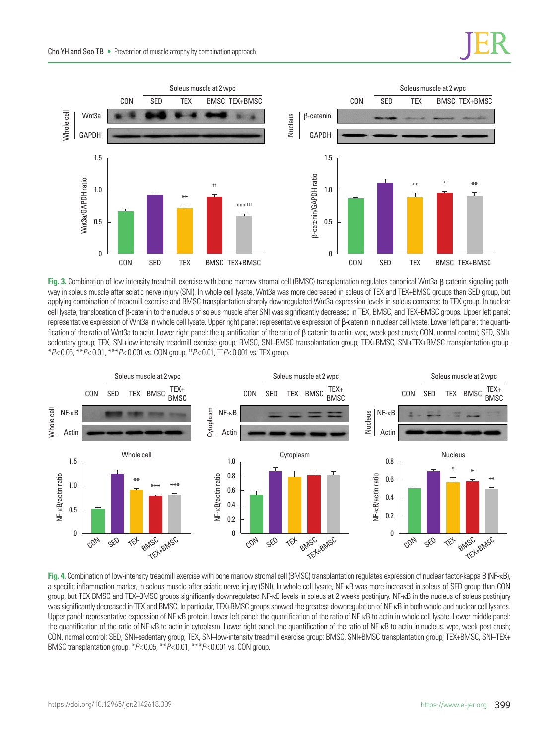**Fig. 3.** Combination of low-intensity treadmill exercise with bone marrow stromal cell (BMSC) transplantation regulates canonical Wnt3a-β-catenin signaling pathway in soleus muscle after sciatic nerve injury (SNI). In whole cell lysate, Wnt3a was more decreased in soleus of TEX and TEX+BMSC groups than SED group, but applying combination of treadmill exercise and BMSC transplantation sharply downregulated Wnt3a expression levels in soleus compared to TEX group. In nuclear cell lysate, translocation of β-catenin to the nucleus of soleus muscle after SNI was significantly decreased in TEX, BMSC, and TEX+BMSC groups. Upper left panel: representative expression of Wnt3a in whole cell lysate. Upper right panel: representative expression of β-catenin in nuclear cell lysate. Lower left panel: the quantification of the ratio of Wnt3a to actin. Lower right panel: the quantification of the ratio of β-catenin to actin. wpc, week post crush; CON, normal control; SED, SNI+sedentary group; TEX, SNI+low-intensity treadmill exercise group; BMSC, SNI+BMSC transplantation group; TEX+BMSC, SNI+TEX+BMSC transplantation group. \**P*<0.05, \*\**P*<0.01, \*\*\**P*<0.001 vs. CON group. ††*P*<0.01, †††*P*<0.001 vs. TEX group.

**Fig. 4.** Combination of low-intensity treadmill exercise with bone marrow stromal cell (BMSC) transplantation regulates expression of nuclear factor-kappa B (NF-κB), a specific inflammation marker, in soleus muscle after sciatic nerve injury (SNI). In whole cell lysate, NF-κB was more increased in soleus of SED group than CON group, but TEX BMSC and TEX+BMSC groups significantly downregulated NF-κB levels in soleus at 2 weeks postinjury. NF-κB in the nucleus of soleus postinjury was significantly decreased in TEX and BMSC. In particular, TEX+BMSC groups showed the greatest downregulation of NF-κB in both whole and nuclear cell lysates. Upper panel: representative expression of NF-κB protein. Lower left panel: the quantification of the ratio of NF-κB to actin in whole cell lysate. Lower middle panel: the quantification of the ratio of NF-κB to actin in cytoplasm. Lower right panel: the quantification of the ratio of NF-κB to actin in nucleus. wpc, week post crush; CON, normal control; SED, SNI+sedentary group; TEX, SNI+low-intensity treadmill exercise group; BMSC, SNI+BMSC transplantation group; TEX+BMSC, SNI+TEX+BMSC transplantation group. \**P*<0.05, \*\**P*<0.01, \*\*\**P*<0.001 vs. CON group.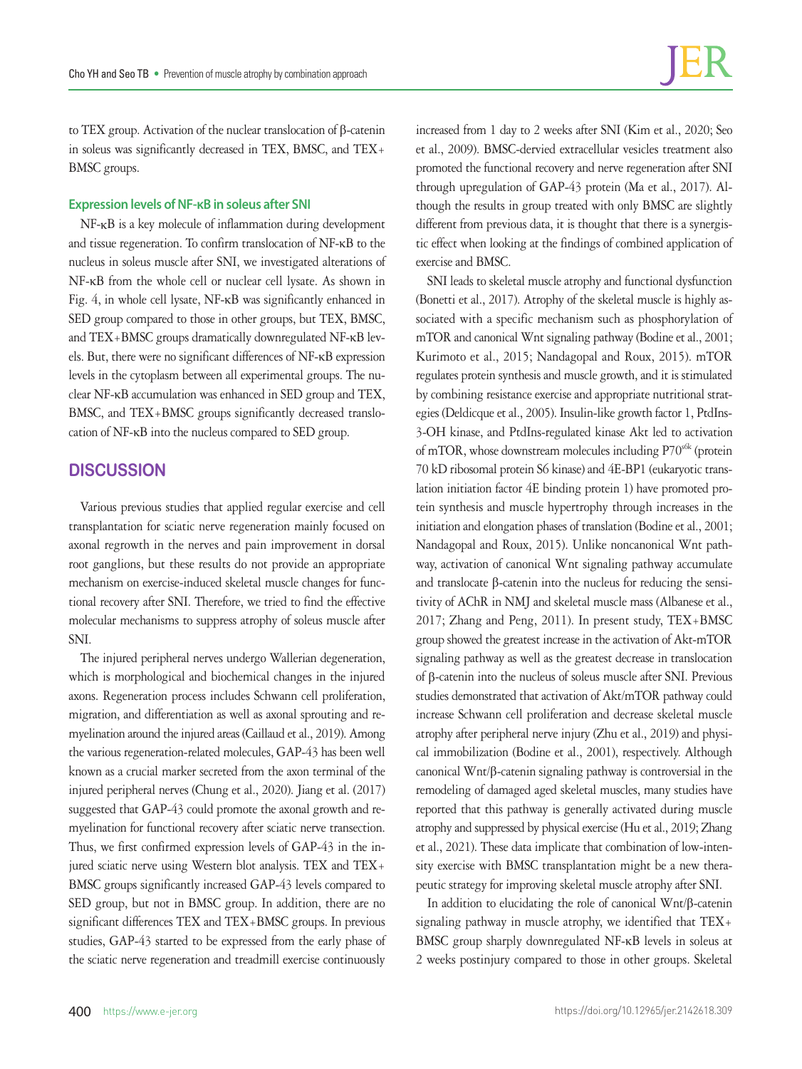to TEX group. Activation of the nuclear translocation of β-catenin in soleus was significantly decreased in TEX, BMSC, and TEX+BMSC groups.

### Expression levels of NF-κB in soleus after SNI

NF-κB is a key molecule of inflammation during development and tissue regeneration. To confirm translocation of NF-κB to the nucleus in soleus muscle after SNI, we investigated alterations of NF-κB from the whole cell or nuclear cell lysate. As shown in Fig. 4, in whole cell lysate, NF-κB was significantly enhanced in SED group compared to those in other groups, but TEX, BMSC, and TEX+BMSC groups dramatically downregulated NF-κB levels. But, there were no significant differences of NF-κB expression levels in the cytoplasm between all experimental groups. The nuclear NF-κB accumulation was enhanced in SED group and TEX, BMSC, and TEX+BMSC groups significantly decreased translocation of NF-κB into the nucleus compared to SED group.

## DISCUSSION

Various previous studies that applied regular exercise and cell transplantation for sciatic nerve regeneration mainly focused on axonal regrowth in the nerves and pain improvement in dorsal root ganglions, but these results do not provide an appropriate mechanism on exercise-induced skeletal muscle changes for functional recovery after SNI. Therefore, we tried to find the effective molecular mechanisms to suppress atrophy of soleus muscle after SNI.

The injured peripheral nerves undergo Wallerian degeneration, which is morphological and biochemical changes in the injured axons. Regeneration process includes Schwann cell proliferation, migration, and differentiation as well as axonal sprouting and remyelination around the injured areas (Caillaud et al., 2019). Among the various regeneration-related molecules, GAP-43 has been well known as a crucial marker secreted from the axon terminal of the injured peripheral nerves (Chung et al., 2020). Jiang et al. (2017) suggested that GAP-43 could promote the axonal growth and remyelination for functional recovery after sciatic nerve transection. Thus, we first confirmed expression levels of GAP-43 in the injured sciatic nerve using Western blot analysis. TEX and TEX+BMSC groups significantly increased GAP-43 levels compared to SED group, but not in BMSC group. In addition, there are no significant differences TEX and TEX+BMSC groups. In previous studies, GAP-43 started to be expressed from the early phase of the sciatic nerve regeneration and treadmill exercise continuously increased from 1 day to 2 weeks after SNI (Kim et al., 2020; Seo et al., 2009). BMSC-dervied extracellular vesicles treatment also promoted the functional recovery and nerve regeneration after SNI through upregulation of GAP-43 protein (Ma et al., 2017). Although the results in group treated with only BMSC are slightly different from previous data, it is thought that there is a synergistic effect when looking at the findings of combined application of exercise and BMSC.

SNI leads to skeletal muscle atrophy and functional dysfunction (Bonetti et al., 2017). Atrophy of the skeletal muscle is highly associated with a specific mechanism such as phosphorylation of mTOR and canonical Wnt signaling pathway (Bodine et al., 2001; Kurimoto et al., 2015; Nandagopal and Roux, 2015). mTOR regulates protein synthesis and muscle growth, and it is stimulated by combining resistance exercise and appropriate nutritional strategies (Deldicque et al., 2005). Insulin-like growth factor 1, PtdIns-3-OH kinase, and PtdIns-regulated kinase Akt led to activation of mTOR, whose downstream molecules including $P70^{s6k}$ (protein 70 kD ribosomal protein S6 kinase) and 4E-BP1 (eukaryotic translation initiation factor 4E binding protein 1) have promoted protein synthesis and muscle hypertrophy through increases in the initiation and elongation phases of translation (Bodine et al., 2001; Nandagopal and Roux, 2015). Unlike noncanonical Wnt pathway, activation of canonical Wnt signaling pathway accumulate and translocate β-catenin into the nucleus for reducing the sensitivity of AChR in NMJ and skeletal muscle mass (Albanese et al., 2017; Zhang and Peng, 2011). In present study, TEX+BMSC group showed the greatest increase in the activation of Akt-mTOR signaling pathway as well as the greatest decrease in translocation of β-catenin into the nucleus of soleus muscle after SNI. Previous studies demonstrated that activation of Akt/mTOR pathway could increase Schwann cell proliferation and decrease skeletal muscle atrophy after peripheral nerve injury (Zhu et al., 2019) and physical immobilization (Bodine et al., 2001), respectively. Although canonical Wnt/β-catenin signaling pathway is controversial in the remodeling of damaged aged skeletal muscles, many studies have reported that this pathway is generally activated during muscle atrophy and suppressed by physical exercise (Hu et al., 2019; Zhang et al., 2021). These data implicate that combination of low-intensity exercise with BMSC transplantation might be a new therapeutic strategy for improving skeletal muscle atrophy after SNI.

In addition to elucidating the role of canonical Wnt/β-catenin signaling pathway in muscle atrophy, we identified that TEX+BMSC group sharply downregulated NF-κB levels in soleus at 2 weeks postinjury compared to those in other groups. Skeletal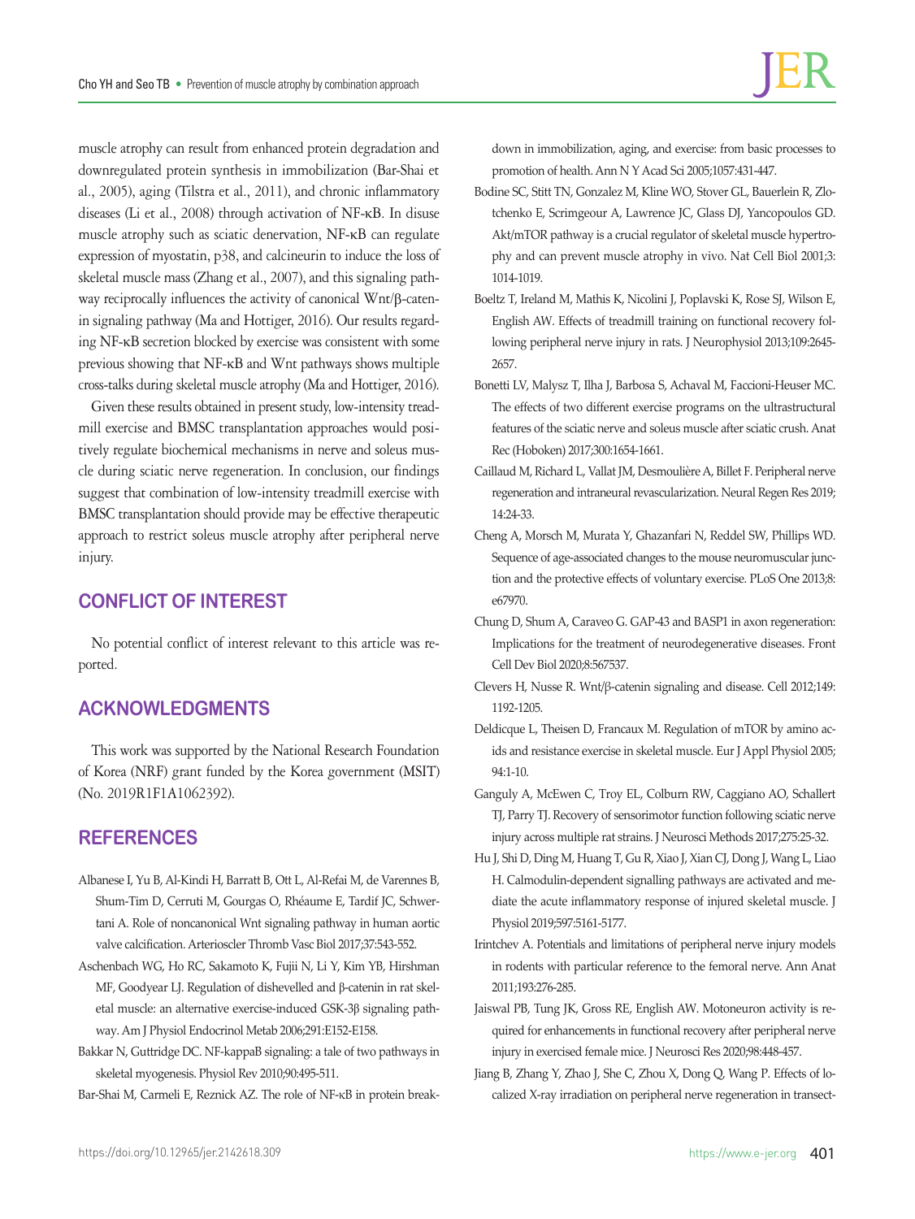muscle atrophy can result from enhanced protein degradation and downregulated protein synthesis in immobilization (Bar-Shai et al., 2005), aging (Tilstra et al., 2011), and chronic inflammatory diseases (Li et al., 2008) through activation of NF-κB. In disuse muscle atrophy such as sciatic denervation, NF-κB can regulate expression of myostatin, p38, and calcineurin to induce the loss of skeletal muscle mass (Zhang et al., 2007), and this signaling pathway reciprocally influences the activity of canonical Wnt/β-catenin signaling pathway (Ma and Hottiger, 2016). Our results regarding NF-κB secretion blocked by exercise was consistent with some previous showing that NF-κB and Wnt pathways shows multiple cross-talks during skeletal muscle atrophy (Ma and Hottiger, 2016).

Given these results obtained in present study, low-intensity treadmill exercise and BMSC transplantation approaches would positively regulate biochemical mechanisms in nerve and soleus muscle during sciatic nerve regeneration. In conclusion, our findings suggest that combination of low-intensity treadmill exercise with BMSC transplantation should provide may be effective therapeutic approach to restrict soleus muscle atrophy after peripheral nerve injury.

## CONFLICT OF INTEREST

No potential conflict of interest relevant to this article was reported.

## ACKNOWLEDGMENTS

This work was supported by the National Research Foundation of Korea (NRF) grant funded by the Korea government (MSIT) (No. 2019R1F1A1062392).

## REFERENCES

Albanese I, Yu B, Al-Kindi H, Barratt B, Ott L, Al-Refai M, de Varennes B, Shum-Tim D, Cerruti M, Gourgas O, Rhéaume E, Tardif JC, Schwertani A. Role of noncanonical Wnt signaling pathway in human aortic valve calcification. Arterioscler Thromb Vasc Biol 2017;37:543-552.

Aschenbach WG, Ho RC, Sakamoto K, Fujii N, Li Y, Kim YB, Hirshman MF, Goodyear LJ. Regulation of dishevelled and β-catenin in rat skeletal muscle: an alternative exercise-induced GSK-3β signaling pathway. Am J Physiol Endocrinol Metab 2006;291:E152-E158.

Bakkar N, Guttridge DC. NF-kappaB signaling: a tale of two pathways in skeletal myogenesis. Physiol Rev 2010;90:495-511.

Bar-Shai M, Carmeli E, Reznick AZ. The role of NF-κB in protein breakdown in immobilization, aging, and exercise: from basic processes to promotion of health. Ann N Y Acad Sci 2005;1057:431-447.

Bodine SC, Stitt TN, Gonzalez M, Kline WO, Stover GL, Bauerlein R, Zlotchenko E, Scrimgeour A, Lawrence JC, Glass DJ, Yancopoulos GD. Akt/mTOR pathway is a crucial regulator of skeletal muscle hypertrophy and can prevent muscle atrophy in vivo. Nat Cell Biol 2001;3:1014-1019.

Boeltz T, Ireland M, Mathis K, Nicolini J, Poplavski K, Rose SJ, Wilson E, English AW. Effects of treadmill training on functional recovery following peripheral nerve injury in rats. J Neurophysiol 2013;109:2645-2657.

Bonetti LV, Malysz T, Ilha J, Barbosa S, Achaval M, Faccioni-Heuser MC. The effects of two different exercise programs on the ultrastructural features of the sciatic nerve and soleus muscle after sciatic crush. Anat Rec (Hoboken) 2017;300:1654-1661.

Caillaud M, Richard L, Vallat JM, Desmoulière A, Billet F. Peripheral nerve regeneration and intraneural revascularization. Neural Regen Res 2019;14:24-33.

Cheng A, Morsch M, Murata Y, Ghazanfari N, Reddel SW, Phillips WD. Sequence of age-associated changes to the mouse neuromuscular junction and the protective effects of voluntary exercise. PLoS One 2013;8:e67970.

Chung D, Shum A, Caraveo G. GAP-43 and BASP1 in axon regeneration: Implications for the treatment of neurodegenerative diseases. Front Cell Dev Biol 2020;8:567537.

Clevers H, Nusse R. Wnt/β-catenin signaling and disease. Cell 2012;149:1192-1205.

Deldicque L, Theisen D, Francaux M. Regulation of mTOR by amino acids and resistance exercise in skeletal muscle. Eur J Appl Physiol 2005;94:1-10.

Ganguly A, McEwen C, Troy EL, Colburn RW, Caggiano AO, Schallert TJ, Parry TJ. Recovery of sensorimotor function following sciatic nerve injury across multiple rat strains. J Neurosci Methods 2017;275:25-32.

Hu J, Shi D, Ding M, Huang T, Gu R, Xiao J, Xian CJ, Dong J, Wang L, Liao H. Calmodulin-dependent signalling pathways are activated and mediate the acute inflammatory response of injured skeletal muscle. J Physiol 2019;597:5161-5177.

Irintchev A. Potentials and limitations of peripheral nerve injury models in rodents with particular reference to the femoral nerve. Ann Anat 2011;193:276-285.

Jaiswal PB, Tung JK, Gross RE, English AW. Motoneuron activity is required for enhancements in functional recovery after peripheral nerve injury in exercised female mice. J Neurosci Res 2020;98:448-457.

Jiang B, Zhang Y, Zhao J, She C, Zhou X, Dong Q, Wang P. Effects of localized X-ray irradiation on peripheral nerve regeneration in transect-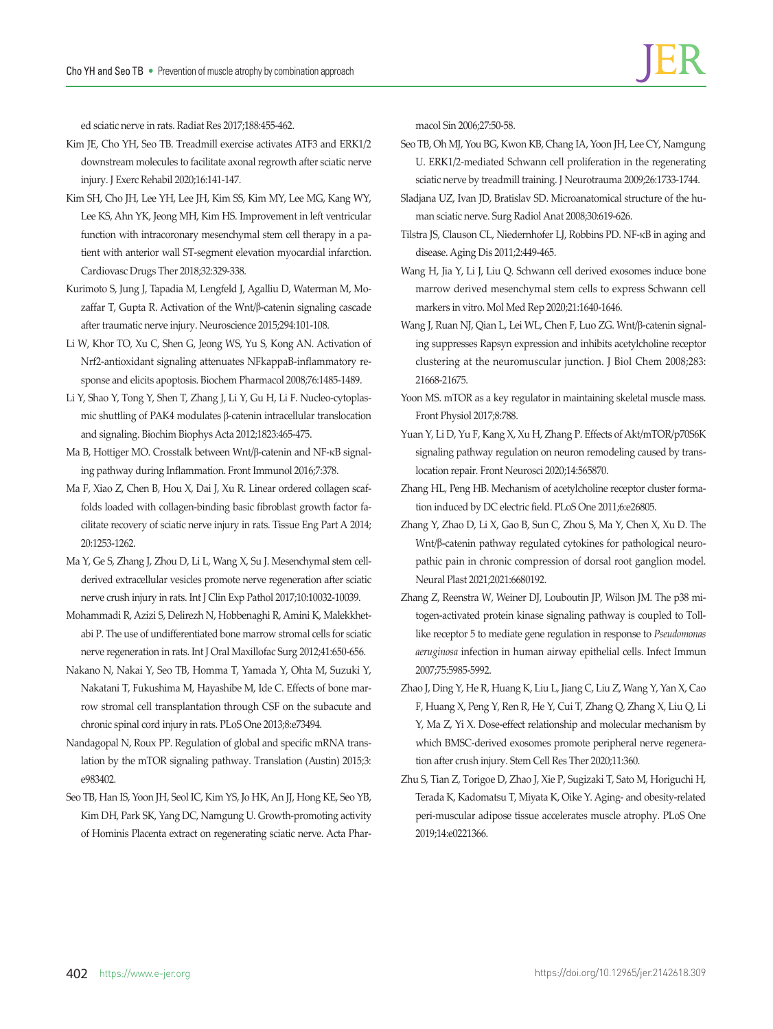ed sciatic nerve in rats. Radiat Res 2017;188:455-462.

Kim JE, Cho YH, Seo TB. Treadmill exercise activates ATF3 and ERK1/2 downstream molecules to facilitate axonal regrowth after sciatic nerve injury. J Exerc Rehabil 2020;16:141-147.

Kim SH, Cho JH, Lee YH, Lee JH, Kim SS, Kim MY, Lee MG, Kang WY, Lee KS, Ahn YK, Jeong MH, Kim HS. Improvement in left ventricular function with intracoronary mesenchymal stem cell therapy in a patient with anterior wall ST-segment elevation myocardial infarction. Cardiovasc Drugs Ther 2018;32:329-338.

Kurimoto S, Jung J, Tapadia M, Lengfeld J, Agalliu D, Waterman M, Mozaffar T, Gupta R. Activation of the Wnt/β-catenin signaling cascade after traumatic nerve injury. Neuroscience 2015;294:101-108.

Li W, Khor TO, Xu C, Shen G, Jeong WS, Yu S, Kong AN. Activation of Nrf2-antioxidant signaling attenuates NFkappaB-inflammatory response and elicits apoptosis. Biochem Pharmacol 2008;76:1485-1489.

Li Y, Shao Y, Tong Y, Shen T, Zhang J, Li Y, Gu H, Li F. Nucleo-cytoplasmic shuttling of PAK4 modulates β-catenin intracellular translocation and signaling. Biochim Biophys Acta 2012;1823:465-475.

Ma B, Hottiger MO. Crosstalk between Wnt/β-catenin and NF-κB signaling pathway during Inflammation. Front Immunol 2016;7:378.

Ma F, Xiao Z, Chen B, Hou X, Dai J, Xu R. Linear ordered collagen scaffolds loaded with collagen-binding basic fibroblast growth factor facilitate recovery of sciatic nerve injury in rats. Tissue Eng Part A 2014;20:1253-1262.

Ma Y, Ge S, Zhang J, Zhou D, Li L, Wang X, Su J. Mesenchymal stem cell-derived extracellular vesicles promote nerve regeneration after sciatic nerve crush injury in rats. Int J Clin Exp Pathol 2017;10:10032-10039.

Mohammadi R, Azizi S, Delirezh N, Hobbenaghi R, Amini K, Malekkhetabi P. The use of undifferentiated bone marrow stromal cells for sciatic nerve regeneration in rats. Int J Oral Maxillofac Surg 2012;41:650-656.

Nakano N, Nakai Y, Seo TB, Homma T, Yamada Y, Ohta M, Suzuki Y, Nakatani T, Fukushima M, Hayashibe M, Ide C. Effects of bone marrow stromal cell transplantation through CSF on the subacute and chronic spinal cord injury in rats. PLoS One 2013;8:e73494.

Nandagopal N, Roux PP. Regulation of global and specific mRNA translation by the mTOR signaling pathway. Translation (Austin) 2015;3:e983402.

Seo TB, Han IS, Yoon JH, Seol IC, Kim YS, Jo HK, An JJ, Hong KE, Seo YB, Kim DH, Park SK, Yang DC, Namgung U. Growth-promoting activity of Hominis Placenta extract on regenerating sciatic nerve. Acta Pharmacol Sin 2006;27:50-58.

Seo TB, Oh MJ, You BG, Kwon KB, Chang IA, Yoon JH, Lee CY, Namgung U. ERK1/2-mediated Schwann cell proliferation in the regenerating sciatic nerve by treadmill training. J Neurotrauma 2009;26:1733-1744.

Sladjana UZ, Ivan JD, Bratislav SD. Microanatomical structure of the human sciatic nerve. Surg Radiol Anat 2008;30:619-626.

Tilstra JS, Clauson CL, Niedernhofer LJ, Robbins PD. NF-κB in aging and disease. Aging Dis 2011;2:449-465.

Wang H, Jia Y, Li J, Liu Q. Schwann cell derived exosomes induce bone marrow derived mesenchymal stem cells to express Schwann cell markers in vitro. Mol Med Rep 2020;21:1640-1646.

Wang J, Ruan NJ, Qian L, Lei WL, Chen F, Luo ZG. Wnt/β-catenin signaling suppresses Rapsyn expression and inhibits acetylcholine receptor clustering at the neuromuscular junction. J Biol Chem 2008;283:21668-21675.

Yoon MS. mTOR as a key regulator in maintaining skeletal muscle mass. Front Physiol 2017;8:788.

Yuan Y, Li D, Yu F, Kang X, Xu H, Zhang P. Effects of Akt/mTOR/p70S6K signaling pathway regulation on neuron remodeling caused by translocation repair. Front Neurosci 2020;14:565870.

Zhang HL, Peng HB. Mechanism of acetylcholine receptor cluster formation induced by DC electric field. PLoS One 2011;6:e26805.

Zhang Y, Zhao D, Li X, Gao B, Sun C, Zhou S, Ma Y, Chen X, Xu D. The Wnt/β-catenin pathway regulated cytokines for pathological neuropathic pain in chronic compression of dorsal root ganglion model. Neural Plast 2021;2021:6680192.

Zhang Z, Reenstra W, Weiner DJ, Louboutin JP, Wilson JM. The p38 mitogen-activated protein kinase signaling pathway is coupled to Toll-like receptor 5 to mediate gene regulation in response to *Pseudomonas aeruginosa* infection in human airway epithelial cells. Infect Immun 2007;75:5985-5992.

Zhao J, Ding Y, He R, Huang K, Liu L, Jiang C, Liu Z, Wang Y, Yan X, Cao F, Huang X, Peng Y, Ren R, He Y, Cui T, Zhang Q, Zhang X, Liu Q, Li Y, Ma Z, Yi X. Dose-effect relationship and molecular mechanism by which BMSC-derived exosomes promote peripheral nerve regeneration after crush injury. Stem Cell Res Ther 2020;11:360.

Zhu S, Tian Z, Torigoe D, Zhao J, Xie P, Sugizaki T, Sato M, Horiguchi H, Terada K, Kadomatsu T, Miyata K, Oike Y. Aging- and obesity-related peri-muscular adipose tissue accelerates muscle atrophy. PLoS One 2019;14:e0221366.